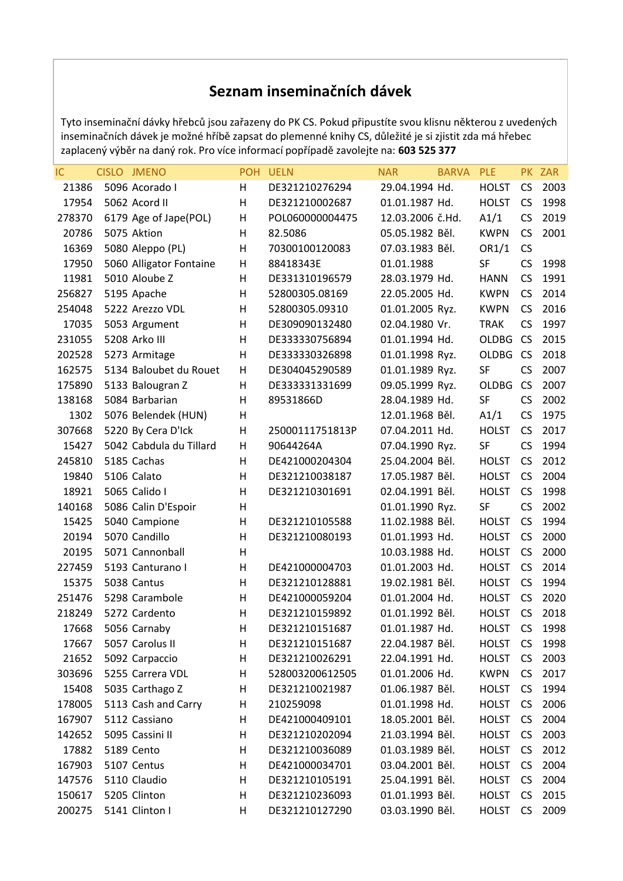## Seznam inseminačních dávek

Tyto inseminační dávky hřebců jsou zařazeny do PK CS. Pokud připustíte svou klisnu některou z uvedených inseminačních dávek je možné hříbě zapsat do plemenné knihy CS, důležité je si zjistit zda má hřebec zaplacený výběr na daný rok. Pro více informací popřípadě zavolejte na: **603 525 377**

| IC | CISLO | JMENO | POH | UELN | NAR | BARVA | PLE | PK | ZAR |
|---|---|---|---|---|---|---|---|---|---|
| 21386 | 5096 | Acorado I | H | DE321210276294 | 29.04.1994 | Hd. | HOLST | CS | 2003 |
| 17954 | 5062 | Acord II | H | DE321210002687 | 01.01.1987 | Hd. | HOLST | CS | 1998 |
| 278370 | 6179 | Age of Jape(POL) | H | POL060000004475 | 12.03.2006 | č.Hd. | A1/1 | CS | 2019 |
| 20786 | 5075 | Aktion | H | 82.5086 | 05.05.1982 | Běl. | KWPN | CS | 2001 |
| 16369 | 5080 | Aleppo (PL) | H | 70300100120083 | 07.03.1983 | Běl. | OR1/1 | CS | |
| 17950 | 5060 | Alligator Fontaine | H | 88418343E | 01.01.1988 | | SF | CS | 1998 |
| 11981 | 5010 | Aloube Z | H | DE331310196579 | 28.03.1979 | Hd. | HANN | CS | 1991 |
| 256827 | 5195 | Apache | H | 52800305.08169 | 22.05.2005 | Hd. | KWPN | CS | 2014 |
| 254048 | 5222 | Arezzo VDL | H | 52800305.09310 | 01.01.2005 | Ryz. | KWPN | CS | 2016 |
| 17035 | 5053 | Argument | H | DE309090132480 | 02.04.1980 | Vr. | TRAK | CS | 1997 |
| 231055 | 5208 | Arko III | H | DE333330756894 | 01.01.1994 | Hd. | OLDBG | CS | 2015 |
| 202528 | 5273 | Armitage | H | DE333330326898 | 01.01.1998 | Ryz. | OLDBG | CS | 2018 |
| 162575 | 5134 | Baloubet du Rouet | H | DE304045290589 | 01.01.1989 | Ryz. | SF | CS | 2007 |
| 175890 | 5133 | Balougran Z | H | DE333331331699 | 09.05.1999 | Ryz. | OLDBG | CS | 2007 |
| 138168 | 5084 | Barbarian | H | 89531866D | 28.04.1989 | Hd. | SF | CS | 2002 |
| 1302 | 5076 | Belendek (HUN) | H | | 12.01.1968 | Běl. | A1/1 | CS | 1975 |
| 307668 | 5220 | By Cera D'Ick | H | 25000111751813P | 07.04.2011 | Hd. | HOLST | CS | 2017 |
| 15427 | 5042 | Cabdula du Tillard | H | 90644264A | 07.04.1990 | Ryz. | SF | CS | 1994 |
| 245810 | 5185 | Cachas | H | DE421000204304 | 25.04.2004 | Běl. | HOLST | CS | 2012 |
| 19840 | 5106 | Calato | H | DE321210038187 | 17.05.1987 | Běl. | HOLST | CS | 2004 |
| 18921 | 5065 | Calido I | H | DE321210301691 | 02.04.1991 | Běl. | HOLST | CS | 1998 |
| 140168 | 5086 | Calin D'Espoir | H | | 01.01.1990 | Ryz. | SF | CS | 2002 |
| 15425 | 5040 | Campione | H | DE321210105588 | 11.02.1988 | Běl. | HOLST | CS | 1994 |
| 20194 | 5070 | Candillo | H | DE321210080193 | 01.01.1993 | Hd. | HOLST | CS | 2000 |
| 20195 | 5071 | Cannonball | H | | 10.03.1988 | Hd. | HOLST | CS | 2000 |
| 227459 | 5193 | Canturano I | H | DE421000004703 | 01.01.2003 | Hd. | HOLST | CS | 2014 |
| 15375 | 5038 | Cantus | H | DE321210128881 | 19.02.1981 | Běl. | HOLST | CS | 1994 |
| 251476 | 5298 | Carambole | H | DE421000059204 | 01.01.2004 | Hd. | HOLST | CS | 2020 |
| 218249 | 5272 | Cardento | H | DE321210159892 | 01.01.1992 | Běl. | HOLST | CS | 2018 |
| 17668 | 5056 | Carnaby | H | DE321210151687 | 01.01.1987 | Hd. | HOLST | CS | 1998 |
| 17667 | 5057 | Carolus II | H | DE321210151687 | 22.04.1987 | Běl. | HOLST | CS | 1998 |
| 21652 | 5092 | Carpaccio | H | DE321210026291 | 22.04.1991 | Hd. | HOLST | CS | 2003 |
| 303696 | 5255 | Carrera VDL | H | 528003200612505 | 01.01.2006 | Hd. | KWPN | CS | 2017 |
| 15408 | 5035 | Carthago Z | H | DE321210021987 | 01.06.1987 | Běl. | HOLST | CS | 1994 |
| 178005 | 5113 | Cash and Carry | H | 210259098 | 01.01.1998 | Hd. | HOLST | CS | 2006 |
| 167907 | 5112 | Cassiano | H | DE421000409101 | 18.05.2001 | Běl. | HOLST | CS | 2004 |
| 142652 | 5095 | Cassini II | H | DE321210202094 | 21.03.1994 | Běl. | HOLST | CS | 2003 |
| 17882 | 5189 | Cento | H | DE321210036089 | 01.03.1989 | Běl. | HOLST | CS | 2012 |
| 167903 | 5107 | Centus | H | DE421000034701 | 03.04.2001 | Běl. | HOLST | CS | 2004 |
| 147576 | 5110 | Claudio | H | DE321210105191 | 25.04.1991 | Běl. | HOLST | CS | 2004 |
| 150617 | 5205 | Clinton | H | DE321210236093 | 01.01.1993 | Běl. | HOLST | CS | 2015 |
| 200275 | 5141 | Clinton I | H | DE321210127290 | 03.03.1990 | Běl. | HOLST | CS | 2009 |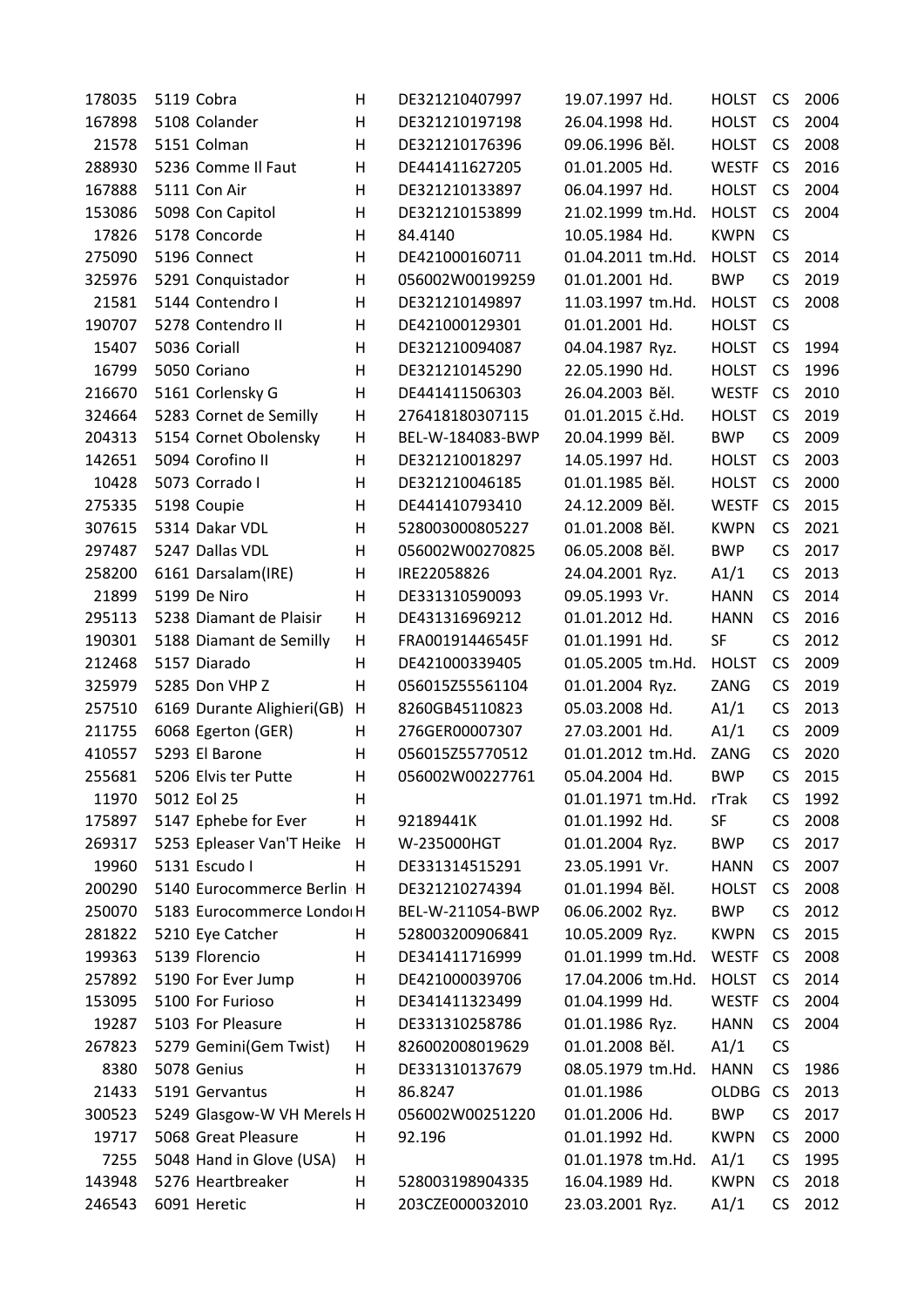| | | | | | | | | |
|---|---|---|---|---|---|---|---|---|
| 178035 | 5119 Cobra | H | DE321210407997 | 19.07.1997 Hd. | HOLST | CS | 2006 |
| 167898 | 5108 Colander | H | DE321210197198 | 26.04.1998 Hd. | HOLST | CS | 2004 |
| 21578 | 5151 Colman | H | DE321210176396 | 09.06.1996 Běl. | HOLST | CS | 2008 |
| 288930 | 5236 Comme Il Faut | H | DE441411627205 | 01.01.2005 Hd. | WESTF | CS | 2016 |
| 167888 | 5111 Con Air | H | DE321210133897 | 06.04.1997 Hd. | HOLST | CS | 2004 |
| 153086 | 5098 Con Capitol | H | DE321210153899 | 21.02.1999 tm.Hd. | HOLST | CS | 2004 |
| 17826 | 5178 Concorde | H | 84.4140 | 10.05.1984 Hd. | KWPN | CS | |
| 275090 | 5196 Connect | H | DE421000160711 | 01.04.2011 tm.Hd. | HOLST | CS | 2014 |
| 325976 | 5291 Conquistador | H | 056002W00199259 | 01.01.2001 Hd. | BWP | CS | 2019 |
| 21581 | 5144 Contendro I | H | DE321210149897 | 11.03.1997 tm.Hd. | HOLST | CS | 2008 |
| 190707 | 5278 Contendro II | H | DE421000129301 | 01.01.2001 Hd. | HOLST | CS | |
| 15407 | 5036 Coriall | H | DE321210094087 | 04.04.1987 Ryz. | HOLST | CS | 1994 |
| 16799 | 5050 Coriano | H | DE321210145290 | 22.05.1990 Hd. | HOLST | CS | 1996 |
| 216670 | 5161 Corlensky G | H | DE441411506303 | 26.04.2003 Běl. | WESTF | CS | 2010 |
| 324664 | 5283 Cornet de Semilly | H | 276418180307115 | 01.01.2015 č.Hd. | HOLST | CS | 2019 |
| 204313 | 5154 Cornet Obolensky | H | BEL-W-184083-BWP | 20.04.1999 Běl. | BWP | CS | 2009 |
| 142651 | 5094 Corofino II | H | DE321210018297 | 14.05.1997 Hd. | HOLST | CS | 2003 |
| 10428 | 5073 Corrado I | H | DE321210046185 | 01.01.1985 Běl. | HOLST | CS | 2000 |
| 275335 | 5198 Coupie | H | DE441410793410 | 24.12.2009 Běl. | WESTF | CS | 2015 |
| 307615 | 5314 Dakar VDL | H | 528003000805227 | 01.01.2008 Běl. | KWPN | CS | 2021 |
| 297487 | 5247 Dallas VDL | H | 056002W00270825 | 06.05.2008 Běl. | BWP | CS | 2017 |
| 258200 | 6161 Darsalam(IRE) | H | IRE22058826 | 24.04.2001 Ryz. | A1/1 | CS | 2013 |
| 21899 | 5199 De Niro | H | DE331310590093 | 09.05.1993 Vr. | HANN | CS | 2014 |
| 295113 | 5238 Diamant de Plaisir | H | DE431316969212 | 01.01.2012 Hd. | HANN | CS | 2016 |
| 190301 | 5188 Diamant de Semilly | H | FRA00191446545F | 01.01.1991 Hd. | SF | CS | 2012 |
| 212468 | 5157 Diarado | H | DE421000339405 | 01.05.2005 tm.Hd. | HOLST | CS | 2009 |
| 325979 | 5285 Don VHP Z | H | 056015Z55561104 | 01.01.2004 Ryz. | ZANG | CS | 2019 |
| 257510 | 6169 Durante Alighieri(GB) | H | 8260GB45110823 | 05.03.2008 Hd. | A1/1 | CS | 2013 |
| 211755 | 6068 Egerton (GER) | H | 276GER00007307 | 27.03.2001 Hd. | A1/1 | CS | 2009 |
| 410557 | 5293 El Barone | H | 056015Z55770512 | 01.01.2012 tm.Hd. | ZANG | CS | 2020 |
| 255681 | 5206 Elvis ter Putte | H | 056002W00227761 | 05.04.2004 Hd. | BWP | CS | 2015 |
| 11970 | 5012 Eol 25 | H | | 01.01.1971 tm.Hd. | rTrak | CS | 1992 |
| 175897 | 5147 Ephebe for Ever | H | 92189441K | 01.01.1992 Hd. | SF | CS | 2008 |
| 269317 | 5253 Epleaser Van'T Heike | H | W-235000HGT | 01.01.2004 Ryz. | BWP | CS | 2017 |
| 19960 | 5131 Escudo I | H | DE331314515291 | 23.05.1991 Vr. | HANN | CS | 2007 |
| 200290 | 5140 Eurocommerce Berlin | H | DE321210274394 | 01.01.1994 Běl. | HOLST | CS | 2008 |
| 250070 | 5183 Eurocommerce Londo | H | BEL-W-211054-BWP | 06.06.2002 Ryz. | BWP | CS | 2012 |
| 281822 | 5210 Eye Catcher | H | 528003200906841 | 10.05.2009 Ryz. | KWPN | CS | 2015 |
| 199363 | 5139 Florencio | H | DE341411716999 | 01.01.1999 tm.Hd. | WESTF | CS | 2008 |
| 257892 | 5190 For Ever Jump | H | DE421000039706 | 17.04.2006 tm.Hd. | HOLST | CS | 2014 |
| 153095 | 5100 For Furioso | H | DE341411323499 | 01.04.1999 Hd. | WESTF | CS | 2004 |
| 19287 | 5103 For Pleasure | H | DE331310258786 | 01.01.1986 Ryz. | HANN | CS | 2004 |
| 267823 | 5279 Gemini(Gem Twist) | H | 826002008019629 | 01.01.2008 Běl. | A1/1 | CS | |
| 8380 | 5078 Genius | H | DE331310137679 | 08.05.1979 tm.Hd. | HANN | CS | 1986 |
| 21433 | 5191 Gervantus | H | 86.8247 | 01.01.1986 | OLDBG | CS | 2013 |
| 300523 | 5249 Glasgow-W VH Merels | H | 056002W00251220 | 01.01.2006 Hd. | BWP | CS | 2017 |
| 19717 | 5068 Great Pleasure | H | 92.196 | 01.01.1992 Hd. | KWPN | CS | 2000 |
| 7255 | 5048 Hand in Glove (USA) | H | | 01.01.1978 tm.Hd. | A1/1 | CS | 1995 |
| 143948 | 5276 Heartbreaker | H | 528003198904335 | 16.04.1989 Hd. | KWPN | CS | 2018 |
| 246543 | 6091 Heretic | H | 203CZE000032010 | 23.03.2001 Ryz. | A1/1 | CS | 2012 |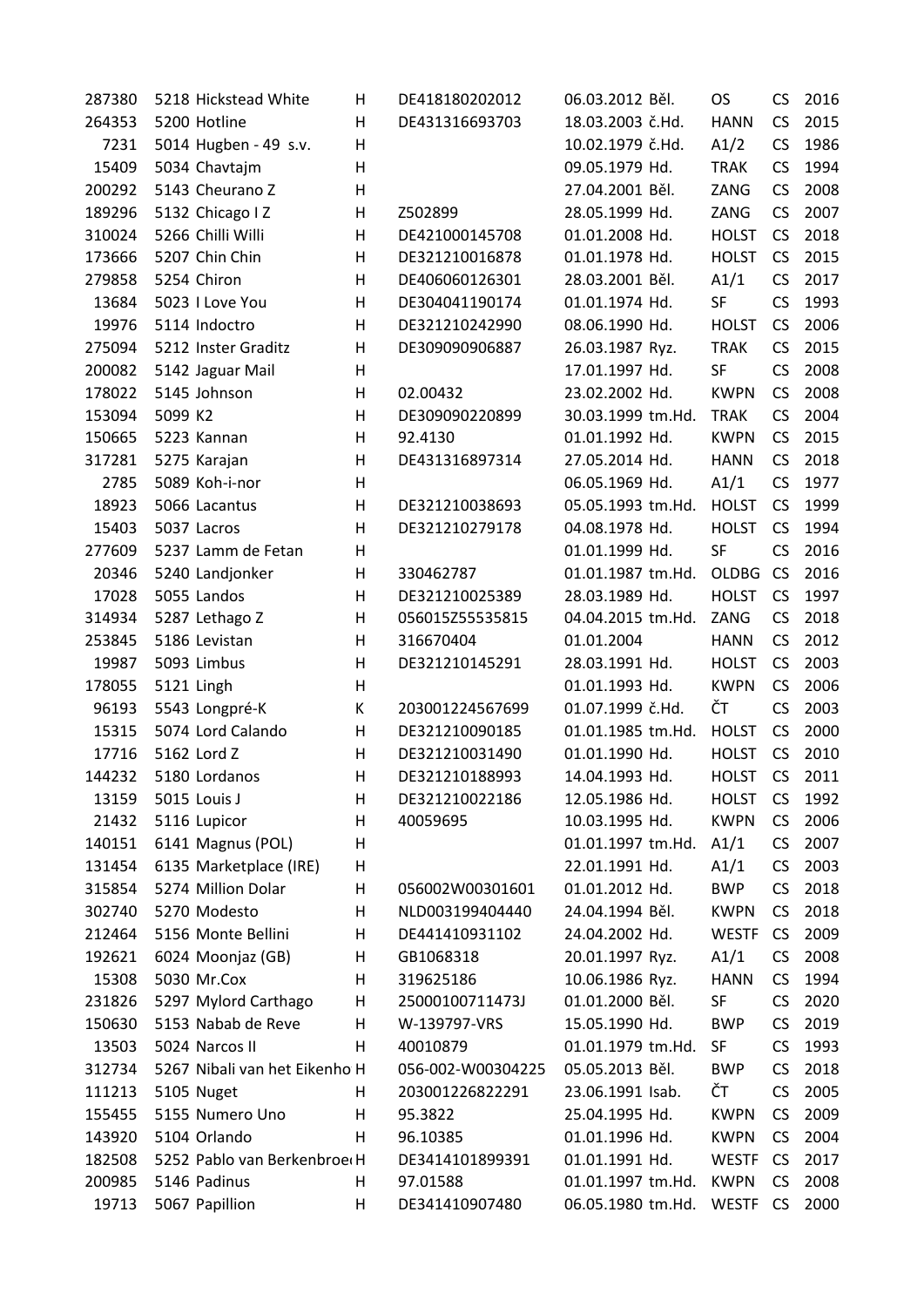| | | | | | | | | |
|---|---|---|---|---|---|---|---|---|
| 287380 | 5218 | Hickstead White | H | DE418180202012 | 06.03.2012 Běl. | OS | CS | 2016 |
| 264353 | 5200 | Hotline | H | DE431316693703 | 18.03.2003 č.Hd. | HANN | CS | 2015 |
| 7231 | 5014 | Hugben - 49 s.v. | H | | 10.02.1979 č.Hd. | A1/2 | CS | 1986 |
| 15409 | 5034 | Chavtajm | H | | 09.05.1979 Hd. | TRAK | CS | 1994 |
| 200292 | 5143 | Cheurano Z | H | | 27.04.2001 Běl. | ZANG | CS | 2008 |
| 189296 | 5132 | Chicago I Z | H | Z502899 | 28.05.1999 Hd. | ZANG | CS | 2007 |
| 310024 | 5266 | Chilli Willi | H | DE421000145708 | 01.01.2008 Hd. | HOLST | CS | 2018 |
| 173666 | 5207 | Chin Chin | H | DE321210016878 | 01.01.1978 Hd. | HOLST | CS | 2015 |
| 279858 | 5254 | Chiron | H | DE406060126301 | 28.03.2001 Běl. | A1/1 | CS | 2017 |
| 13684 | 5023 | I Love You | H | DE304041190174 | 01.01.1974 Hd. | SF | CS | 1993 |
| 19976 | 5114 | Indoctro | H | DE321210242990 | 08.06.1990 Hd. | HOLST | CS | 2006 |
| 275094 | 5212 | Inster Graditz | H | DE309090906887 | 26.03.1987 Ryz. | TRAK | CS | 2015 |
| 200082 | 5142 | Jaguar Mail | H | | 17.01.1997 Hd. | SF | CS | 2008 |
| 178022 | 5145 | Johnson | H | 02.00432 | 23.02.2002 Hd. | KWPN | CS | 2008 |
| 153094 | 5099 | K2 | H | DE309090220899 | 30.03.1999 tm.Hd. | TRAK | CS | 2004 |
| 150665 | 5223 | Kannan | H | 92.4130 | 01.01.1992 Hd. | KWPN | CS | 2015 |
| 317281 | 5275 | Karajan | H | DE431316897314 | 27.05.2014 Hd. | HANN | CS | 2018 |
| 2785 | 5089 | Koh-i-nor | H | | 06.05.1969 Hd. | A1/1 | CS | 1977 |
| 18923 | 5066 | Lacantus | H | DE321210038693 | 05.05.1993 tm.Hd. | HOLST | CS | 1999 |
| 15403 | 5037 | Lacros | H | DE321210279178 | 04.08.1978 Hd. | HOLST | CS | 1994 |
| 277609 | 5237 | Lamm de Fetan | H | | 01.01.1999 Hd. | SF | CS | 2016 |
| 20346 | 5240 | Landjonker | H | 330462787 | 01.01.1987 tm.Hd. | OLDBG | CS | 2016 |
| 17028 | 5055 | Landos | H | DE321210025389 | 28.03.1989 Hd. | HOLST | CS | 1997 |
| 314934 | 5287 | Lethago Z | H | 056015Z55535815 | 04.04.2015 tm.Hd. | ZANG | CS | 2018 |
| 253845 | 5186 | Levistan | H | 316670404 | 01.01.2004 | HANN | CS | 2012 |
| 19987 | 5093 | Limbus | H | DE321210145291 | 28.03.1991 Hd. | HOLST | CS | 2003 |
| 178055 | 5121 | Lingh | H | | 01.01.1993 Hd. | KWPN | CS | 2006 |
| 96193 | 5543 | Longpré-K | K | 203001224567699 | 01.07.1999 č.Hd. | ČT | CS | 2003 |
| 15315 | 5074 | Lord Calando | H | DE321210090185 | 01.01.1985 tm.Hd. | HOLST | CS | 2000 |
| 17716 | 5162 | Lord Z | H | DE321210031490 | 01.01.1990 Hd. | HOLST | CS | 2010 |
| 144232 | 5180 | Lordanos | H | DE321210188993 | 14.04.1993 Hd. | HOLST | CS | 2011 |
| 13159 | 5015 | Louis J | H | DE321210022186 | 12.05.1986 Hd. | HOLST | CS | 1992 |
| 21432 | 5116 | Lupicor | H | 40059695 | 10.03.1995 Hd. | KWPN | CS | 2006 |
| 140151 | 6141 | Magnus (POL) | H | | 01.01.1997 tm.Hd. | A1/1 | CS | 2007 |
| 131454 | 6135 | Marketplace (IRE) | H | | 22.01.1991 Hd. | A1/1 | CS | 2003 |
| 315854 | 5274 | Million Dolar | H | 056002W00301601 | 01.01.2012 Hd. | BWP | CS | 2018 |
| 302740 | 5270 | Modesto | H | NLD003199404440 | 24.04.1994 Běl. | KWPN | CS | 2018 |
| 212464 | 5156 | Monte Bellini | H | DE441410931102 | 24.04.2002 Hd. | WESTF | CS | 2009 |
| 192621 | 6024 | Moonjaz (GB) | H | GB1068318 | 20.01.1997 Ryz. | A1/1 | CS | 2008 |
| 15308 | 5030 | Mr.Cox | H | 319625186 | 10.06.1986 Ryz. | HANN | CS | 1994 |
| 231826 | 5297 | Mylord Carthago | H | 25000100711473J | 01.01.2000 Běl. | SF | CS | 2020 |
| 150630 | 5153 | Nabab de Reve | H | W-139797-VRS | 15.05.1990 Hd. | BWP | CS | 2019 |
| 13503 | 5024 | Narcos II | H | 40010879 | 01.01.1979 tm.Hd. | SF | CS | 1993 |
| 312734 | 5267 | Nibali van het Eikenho | H | 056-002-W00304225 | 05.05.2013 Běl. | BWP | CS | 2018 |
| 111213 | 5105 | Nuget | H | 203001226822291 | 23.06.1991 Isab. | ČT | CS | 2005 |
| 155455 | 5155 | Numero Uno | H | 95.3822 | 25.04.1995 Hd. | KWPN | CS | 2009 |
| 143920 | 5104 | Orlando | H | 96.10385 | 01.01.1996 Hd. | KWPN | CS | 2004 |
| 182508 | 5252 | Pablo van Berkenbroe | H | DE3414101899391 | 01.01.1991 Hd. | WESTF | CS | 2017 |
| 200985 | 5146 | Padinus | H | 97.01588 | 01.01.1997 tm.Hd. | KWPN | CS | 2008 |
| 19713 | 5067 | Papillion | H | DE341410907480 | 06.05.1980 tm.Hd. | WESTF | CS | 2000 |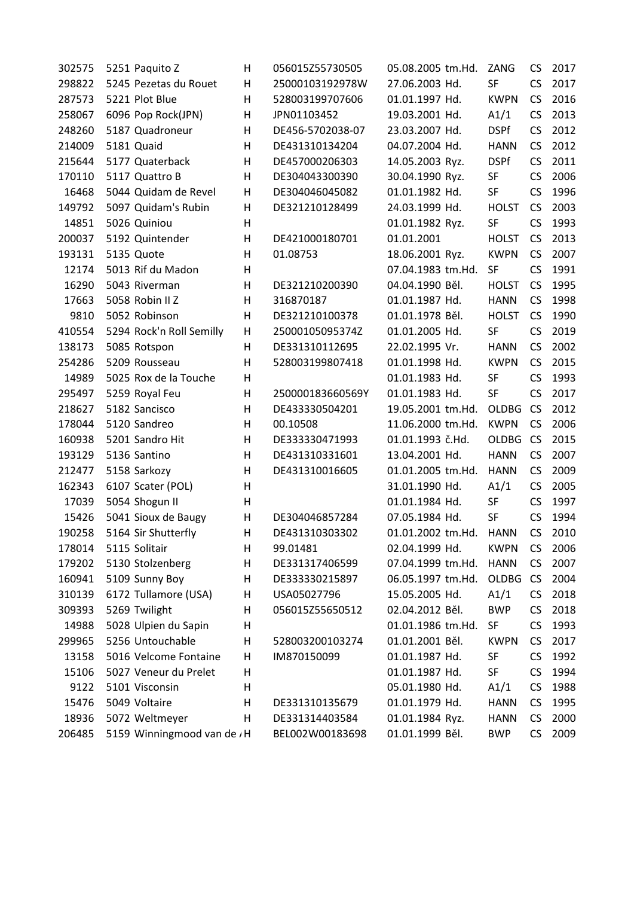| | | | | | | | | | |
|---|---|---|---|---|---|---|---|---|---|
| 302575 | 5251 | Paquito Z | H | 056015Z55730505 | 05.08.2005 | tm.Hd. | ZANG | CS | 2017 |
| 298822 | 5245 | Pezetas du Rouet | H | 25000103192978W | 27.06.2003 | Hd. | SF | CS | 2017 |
| 287573 | 5221 | Plot Blue | H | 528003199707606 | 01.01.1997 | Hd. | KWPN | CS | 2016 |
| 258067 | 6096 | Pop Rock(JPN) | H | JPN01103452 | 19.03.2001 | Hd. | A1/1 | CS | 2013 |
| 248260 | 5187 | Quadroneur | H | DE456-5702038-07 | 23.03.2007 | Hd. | DSPf | CS | 2012 |
| 214009 | 5181 | Quaid | H | DE431310134204 | 04.07.2004 | Hd. | HANN | CS | 2012 |
| 215644 | 5177 | Quaterback | H | DE457000206303 | 14.05.2003 | Ryz. | DSPf | CS | 2011 |
| 170110 | 5117 | Quattro B | H | DE304043300390 | 30.04.1990 | Ryz. | SF | CS | 2006 |
| 16468 | 5044 | Quidam de Revel | H | DE304046045082 | 01.01.1982 | Hd. | SF | CS | 1996 |
| 149792 | 5097 | Quidam's Rubin | H | DE321210128499 | 24.03.1999 | Hd. | HOLST | CS | 2003 |
| 14851 | 5026 | Quiniou | H | | 01.01.1982 | Ryz. | SF | CS | 1993 |
| 200037 | 5192 | Quintender | H | DE421000180701 | 01.01.2001 | | HOLST | CS | 2013 |
| 193131 | 5135 | Quote | H | 01.08753 | 18.06.2001 | Ryz. | KWPN | CS | 2007 |
| 12174 | 5013 | Rif du Madon | H | | 07.04.1983 | tm.Hd. | SF | CS | 1991 |
| 16290 | 5043 | Riverman | H | DE321210200390 | 04.04.1990 | Běl. | HOLST | CS | 1995 |
| 17663 | 5058 | Robin II Z | H | 316870187 | 01.01.1987 | Hd. | HANN | CS | 1998 |
| 9810 | 5052 | Robinson | H | DE321210100378 | 01.01.1978 | Běl. | HOLST | CS | 1990 |
| 410554 | 5294 | Rock'n Roll Semilly | H | 25000105095374Z | 01.01.2005 | Hd. | SF | CS | 2019 |
| 138173 | 5085 | Rotspon | H | DE331310112695 | 22.02.1995 | Vr. | HANN | CS | 2002 |
| 254286 | 5209 | Rousseau | H | 528003199807418 | 01.01.1998 | Hd. | KWPN | CS | 2015 |
| 14989 | 5025 | Rox de la Touche | H | | 01.01.1983 | Hd. | SF | CS | 1993 |
| 295497 | 5259 | Royal Feu | H | 250000183660569Y | 01.01.1983 | Hd. | SF | CS | 2017 |
| 218627 | 5182 | Sancisco | H | DE433330504201 | 19.05.2001 | tm.Hd. | OLDBG | CS | 2012 |
| 178044 | 5120 | Sandreo | H | 00.10508 | 11.06.2000 | tm.Hd. | KWPN | CS | 2006 |
| 160938 | 5201 | Sandro Hit | H | DE333330471993 | 01.01.1993 | č.Hd. | OLDBG | CS | 2015 |
| 193129 | 5136 | Santino | H | DE431310331601 | 13.04.2001 | Hd. | HANN | CS | 2007 |
| 212477 | 5158 | Sarkozy | H | DE431310016605 | 01.01.2005 | tm.Hd. | HANN | CS | 2009 |
| 162343 | 6107 | Scater (POL) | H | | 31.01.1990 | Hd. | A1/1 | CS | 2005 |
| 17039 | 5054 | Shogun II | H | | 01.01.1984 | Hd. | SF | CS | 1997 |
| 15426 | 5041 | Sioux de Baugy | H | DE304046857284 | 07.05.1984 | Hd. | SF | CS | 1994 |
| 190258 | 5164 | Sir Shutterfly | H | DE431310303302 | 01.01.2002 | tm.Hd. | HANN | CS | 2010 |
| 178014 | 5115 | Solitair | H | 99.01481 | 02.04.1999 | Hd. | KWPN | CS | 2006 |
| 179202 | 5130 | Stolzenberg | H | DE331317406599 | 07.04.1999 | tm.Hd. | HANN | CS | 2007 |
| 160941 | 5109 | Sunny Boy | H | DE333330215897 | 06.05.1997 | tm.Hd. | OLDBG | CS | 2004 |
| 310139 | 6172 | Tullamore (USA) | H | USA05027796 | 15.05.2005 | Hd. | A1/1 | CS | 2018 |
| 309393 | 5269 | Twilight | H | 056015Z55650512 | 02.04.2012 | Běl. | BWP | CS | 2018 |
| 14988 | 5028 | Ulpien du Sapin | H | | 01.01.1986 | tm.Hd. | SF | CS | 1993 |
| 299965 | 5256 | Untouchable | H | 528003200103274 | 01.01.2001 | Běl. | KWPN | CS | 2017 |
| 13158 | 5016 | Velcome Fontaine | H | IM870150099 | 01.01.1987 | Hd. | SF | CS | 1992 |
| 15106 | 5027 | Veneur du Prelet | H | | 01.01.1987 | Hd. | SF | CS | 1994 |
| 9122 | 5101 | Visconsin | H | | 05.01.1980 | Hd. | A1/1 | CS | 1988 |
| 15476 | 5049 | Voltaire | H | DE331310135679 | 01.01.1979 | Hd. | HANN | CS | 1995 |
| 18936 | 5072 | Weltmeyer | H | DE331314403584 | 01.01.1984 | Ryz. | HANN | CS | 2000 |
| 206485 | 5159 | Winningmood van de A | H | BEL002W00183698 | 01.01.1999 | Běl. | BWP | CS | 2009 |